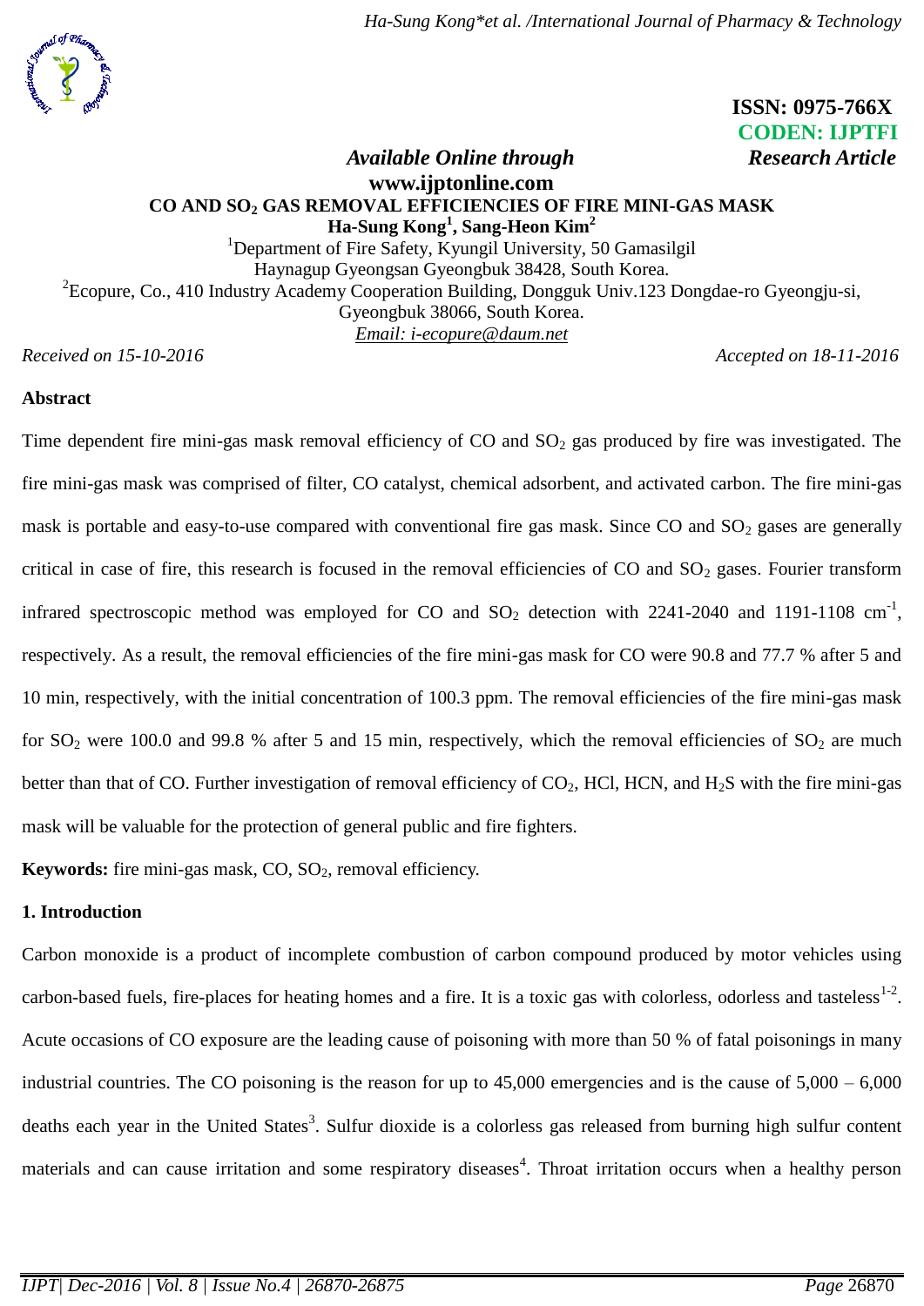ISSN: 0975-766X
CODEN: IJPTFI

*Available Online through* **www.ijptonline.com**

***Research Article***

# CO AND $SO_2$ GAS REMOVAL EFFICIENCIES OF FIRE MINI-GAS MASK

**Ha-Sung Kong[1], Sang-Heon Kim[2]**

[1]Department of Fire Safety, Kyungil University, 50 Gamasilgil Haynagup Gyeongsan Gyeongbuk 38428, South Korea.

[2]Ecopure, Co., 410 Industry Academy Cooperation Building, Dongguk Univ.123 Dongdae-ro Gyeongju-si, Gyeongbuk 38066, South Korea.

*Email: i-ecopure@daum.net*

*Received on 15-10-2016* *Accepted on 18-11-2016*

## Abstract

Time dependent fire mini-gas mask removal efficiency of CO and $SO_2$ gas produced by fire was investigated. The fire mini-gas mask was comprised of filter, CO catalyst, chemical adsorbent, and activated carbon. The fire mini-gas mask is portable and easy-to-use compared with conventional fire gas mask. Since CO and $SO_2$ gases are generally critical in case of fire, this research is focused in the removal efficiencies of CO and $SO_2$ gases. Fourier transform infrared spectroscopic method was employed for CO and $SO_2$ detection with 2241-2040 and 1191-1108 $cm^{-1}$, respectively. As a result, the removal efficiencies of the fire mini-gas mask for CO were 90.8 and 77.7 % after 5 and 10 min, respectively, with the initial concentration of 100.3 ppm. The removal efficiencies of the fire mini-gas mask for $SO_2$ were 100.0 and 99.8 % after 5 and 15 min, respectively, which the removal efficiencies of $SO_2$ are much better than that of CO. Further investigation of removal efficiency of $CO_2$, HCl, HCN, and $H_2S$ with the fire mini-gas mask will be valuable for the protection of general public and fire fighters.

**Keywords:** fire mini-gas mask, CO, $SO_2$, removal efficiency.

## 1. Introduction

Carbon monoxide is a product of incomplete combustion of carbon compound produced by motor vehicles using carbon-based fuels, fire-places for heating homes and a fire. It is a toxic gas with colorless, odorless and tasteless[1-2]. Acute occasions of CO exposure are the leading cause of poisoning with more than 50 % of fatal poisonings in many industrial countries. The CO poisoning is the reason for up to 45,000 emergencies and is the cause of 5,000 – 6,000 deaths each year in the United States[3]. Sulfur dioxide is a colorless gas released from burning high sulfur content materials and can cause irritation and some respiratory diseases[4]. Throat irritation occurs when a healthy person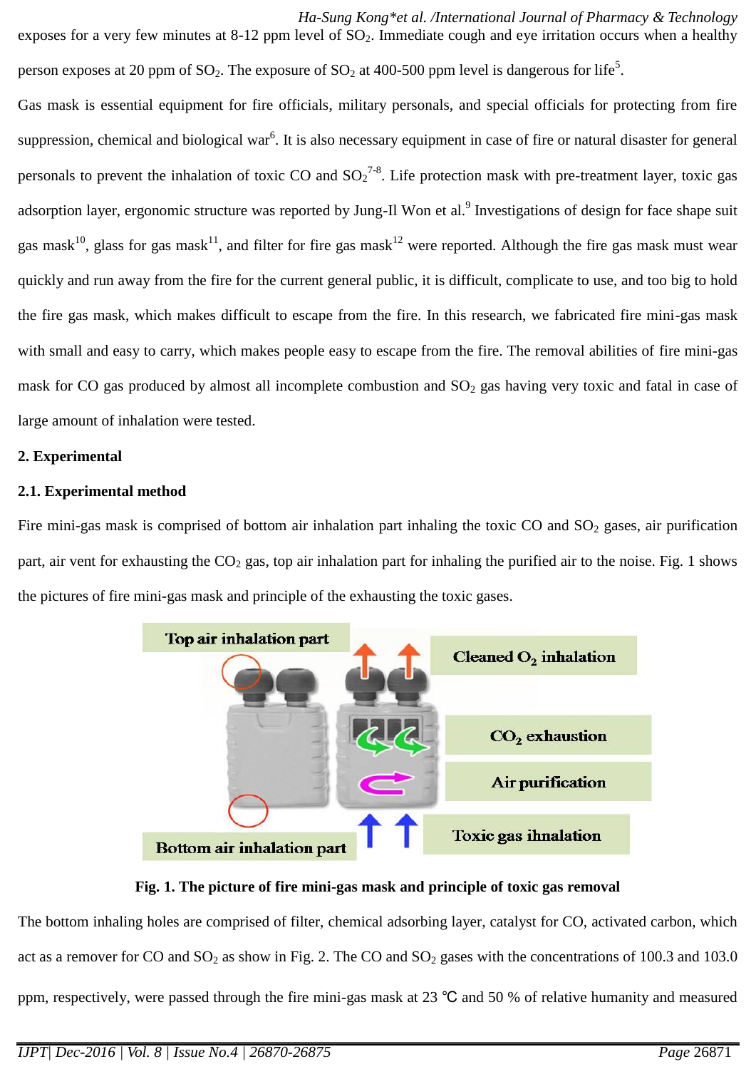exposes for a very few minutes at 8-12 ppm level of $SO_2$. Immediate cough and eye irritation occurs when a healthy person exposes at 20 ppm of $SO_2$. The exposure of $SO_2$ at 400-500 ppm level is dangerous for life[5].

Gas mask is essential equipment for fire officials, military personals, and special officials for protecting from fire suppression, chemical and biological war[6]. It is also necessary equipment in case of fire or natural disaster for general personals to prevent the inhalation of toxic CO and $SO_2$[7-8]. Life protection mask with pre-treatment layer, toxic gas adsorption layer, ergonomic structure was reported by Jung-Il Won et al.[9] Investigations of design for face shape suit gas mask[10], glass for gas mask[11], and filter for fire gas mask[12] were reported. Although the fire gas mask must wear quickly and run away from the fire for the current general public, it is difficult, complicate to use, and too big to hold the fire gas mask, which makes difficult to escape from the fire. In this research, we fabricated fire mini-gas mask with small and easy to carry, which makes people easy to escape from the fire. The removal abilities of fire mini-gas mask for CO gas produced by almost all incomplete combustion and $SO_2$ gas having very toxic and fatal in case of large amount of inhalation were tested.

## 2. Experimental

### 2.1. Experimental method

Fire mini-gas mask is comprised of bottom air inhalation part inhaling the toxic CO and $SO_2$ gases, air purification part, air vent for exhausting the $CO_2$ gas, top air inhalation part for inhaling the purified air to the noise. Fig. 1 shows the pictures of fire mini-gas mask and principle of the exhausting the toxic gases.

**Fig. 1. The picture of fire mini-gas mask and principle of toxic gas removal**

The bottom inhaling holes are comprised of filter, chemical adsorbing layer, catalyst for CO, activated carbon, which act as a remover for CO and $SO_2$ as show in Fig. 2. The CO and $SO_2$ gases with the concentrations of 100.3 and 103.0 ppm, respectively, were passed through the fire mini-gas mask at 23 ℃ and 50 % of relative humanity and measured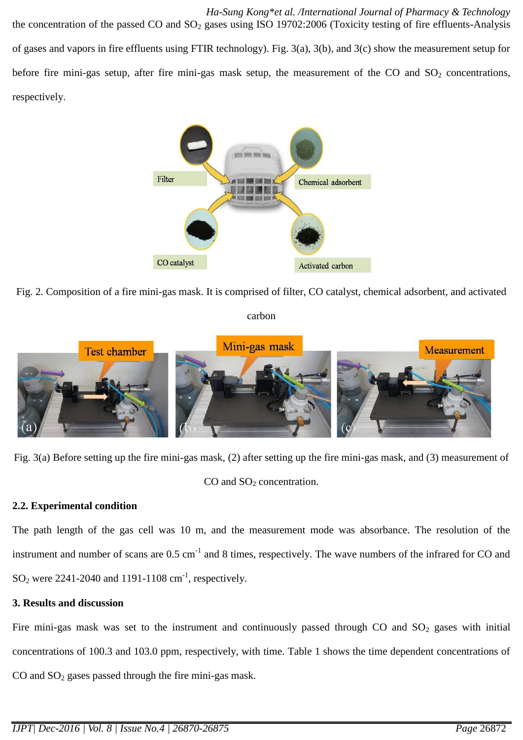the concentration of the passed CO and $SO_2$ gases using ISO 19702:2006 (Toxicity testing of fire effluents-Analysis of gases and vapors in fire effluents using FTIR technology). Fig. 3(a), 3(b), and 3(c) show the measurement setup for before fire mini-gas setup, after fire mini-gas mask setup, the measurement of the CO and $SO_2$ concentrations, respectively.

Fig. 2. Composition of a fire mini-gas mask. It is comprised of filter, CO catalyst, chemical adsorbent, and activated carbon

Fig. 3(a) Before setting up the fire mini-gas mask, (2) after setting up the fire mini-gas mask, and (3) measurement of CO and $SO_2$ concentration.

### 2.2. Experimental condition

The path length of the gas cell was 10 m, and the measurement mode was absorbance. The resolution of the instrument and number of scans are 0.5 $cm^{-1}$ and 8 times, respectively. The wave numbers of the infrared for CO and $SO_2$ were 2241-2040 and 1191-1108 $cm^{-1}$, respectively.

## 3. Results and discussion

Fire mini-gas mask was set to the instrument and continuously passed through CO and $SO_2$ gases with initial concentrations of 100.3 and 103.0 ppm, respectively, with time. Table 1 shows the time dependent concentrations of CO and $SO_2$ gases passed through the fire mini-gas mask.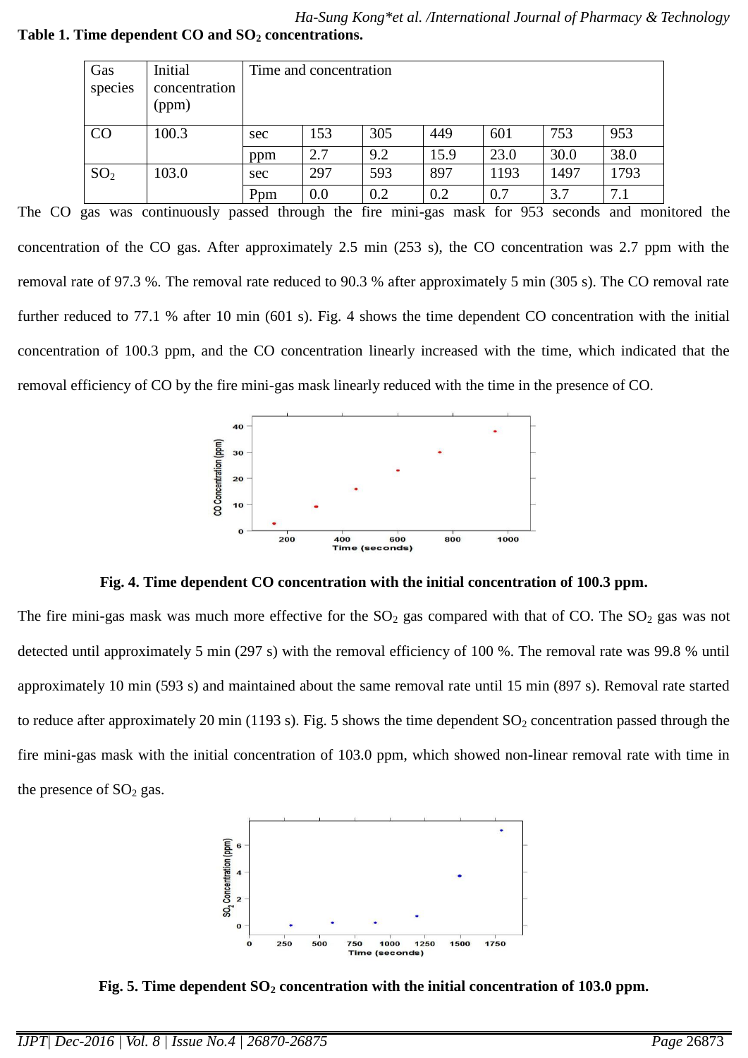**Table 1. Time dependent CO and $SO_2$ concentrations.**

| Gas species | Initial concentration (ppm) | Time and concentration | | | | | | |
|---|---|---|---|---|---|---|---|---|
| CO | 100.3 | sec | 153 | 305 | 449 | 601 | 753 | 953 |
| | | ppm | 2.7 | 9.2 | 15.9 | 23.0 | 30.0 | 38.0 |
| $SO_2$ | 103.0 | sec | 297 | 593 | 897 | 1193 | 1497 | 1793 |
| | | Ppm | 0.0 | 0.2 | 0.2 | 0.7 | 3.7 | 7.1 |

The CO gas was continuously passed through the fire mini-gas mask for 953 seconds and monitored the concentration of the CO gas. After approximately 2.5 min (253 s), the CO concentration was 2.7 ppm with the removal rate of 97.3 %. The removal rate reduced to 90.3 % after approximately 5 min (305 s). The CO removal rate further reduced to 77.1 % after 10 min (601 s). Fig. 4 shows the time dependent CO concentration with the initial concentration of 100.3 ppm, and the CO concentration linearly increased with the time, which indicated that the removal efficiency of CO by the fire mini-gas mask linearly reduced with the time in the presence of CO.

**Fig. 4. Time dependent CO concentration with the initial concentration of 100.3 ppm.**

The fire mini-gas mask was much more effective for the $SO_2$ gas compared with that of CO. The $SO_2$ gas was not detected until approximately 5 min (297 s) with the removal efficiency of 100 %. The removal rate was 99.8 % until approximately 10 min (593 s) and maintained about the same removal rate until 15 min (897 s). Removal rate started to reduce after approximately 20 min (1193 s). Fig. 5 shows the time dependent $SO_2$ concentration passed through the fire mini-gas mask with the initial concentration of 103.0 ppm, which showed non-linear removal rate with time in the presence of $SO_2$ gas.

**Fig. 5. Time dependent $SO_2$ concentration with the initial concentration of 103.0 ppm.**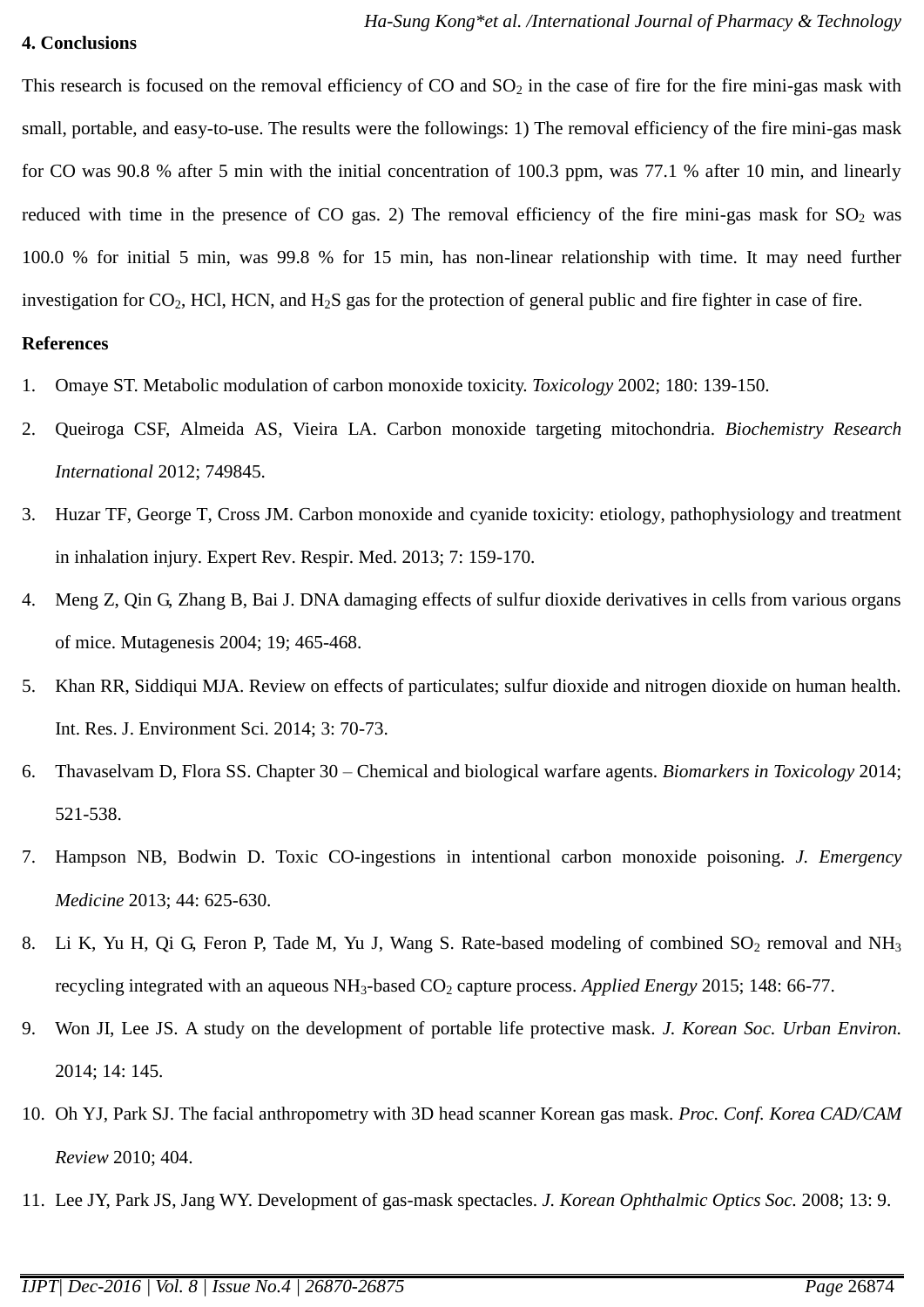## 4. Conclusions

This research is focused on the removal efficiency of CO and $SO_2$ in the case of fire for the fire mini-gas mask with small, portable, and easy-to-use. The results were the followings: 1) The removal efficiency of the fire mini-gas mask for CO was 90.8 % after 5 min with the initial concentration of 100.3 ppm, was 77.1 % after 10 min, and linearly reduced with time in the presence of CO gas. 2) The removal efficiency of the fire mini-gas mask for $SO_2$ was 100.0 % for initial 5 min, was 99.8 % for 15 min, has non-linear relationship with time. It may need further investigation for $CO_2$, HCl, HCN, and $H_2S$ gas for the protection of general public and fire fighter in case of fire.

## References

1. Omaye ST. Metabolic modulation of carbon monoxide toxicity. *Toxicology* 2002; 180: 139-150.
2. Queiroga CSF, Almeida AS, Vieira LA. Carbon monoxide targeting mitochondria. *Biochemistry Research International* 2012; 749845.
3. Huzar TF, George T, Cross JM. Carbon monoxide and cyanide toxicity: etiology, pathophysiology and treatment in inhalation injury. Expert Rev. Respir. Med. 2013; 7: 159-170.
4. Meng Z, Qin G, Zhang B, Bai J. DNA damaging effects of sulfur dioxide derivatives in cells from various organs of mice. Mutagenesis 2004; 19; 465-468.
5. Khan RR, Siddiqui MJA. Review on effects of particulates; sulfur dioxide and nitrogen dioxide on human health. Int. Res. J. Environment Sci. 2014; 3: 70-73.
6. Thavaselvam D, Flora SS. Chapter 30 – Chemical and biological warfare agents. *Biomarkers in Toxicology* 2014; 521-538.
7. Hampson NB, Bodwin D. Toxic CO-ingestions in intentional carbon monoxide poisoning. *J. Emergency Medicine* 2013; 44: 625-630.
8. Li K, Yu H, Qi G, Feron P, Tade M, Yu J, Wang S. Rate-based modeling of combined $SO_2$ removal and $NH_3$ recycling integrated with an aqueous $NH_3$-based $CO_2$ capture process. *Applied Energy* 2015; 148: 66-77.
9. Won JI, Lee JS. A study on the development of portable life protective mask. *J. Korean Soc. Urban Environ.* 2014; 14: 145.
10. Oh YJ, Park SJ. The facial anthropometry with 3D head scanner Korean gas mask. *Proc. Conf. Korea CAD/CAM Review* 2010; 404.
11. Lee JY, Park JS, Jang WY. Development of gas-mask spectacles. *J. Korean Ophthalmic Optics Soc.* 2008; 13: 9.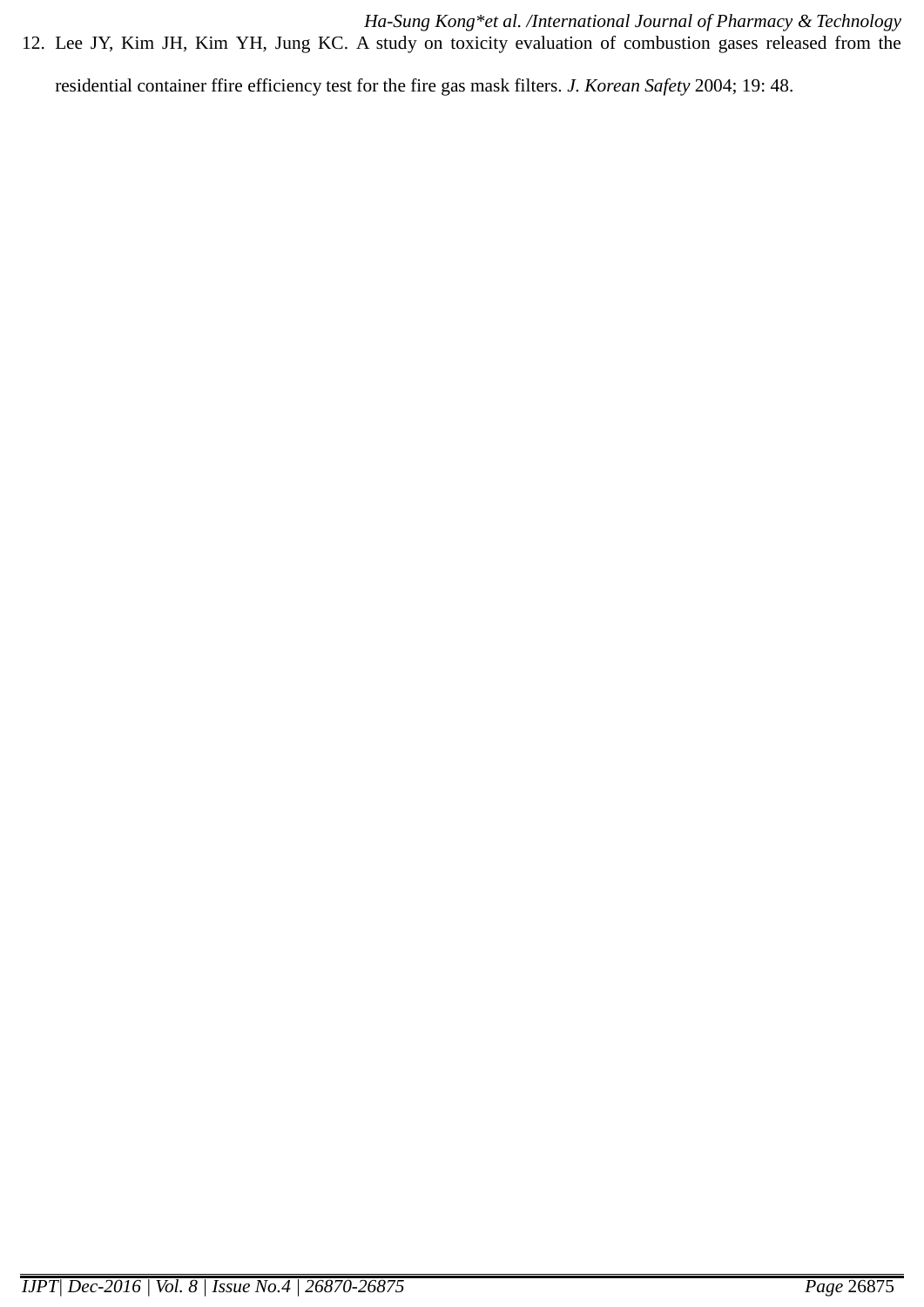12. Lee JY, Kim JH, Kim YH, Jung KC. A study on toxicity evaluation of combustion gases released from the residential container ffire efficiency test for the fire gas mask filters. *J. Korean Safety* 2004; 19: 48.